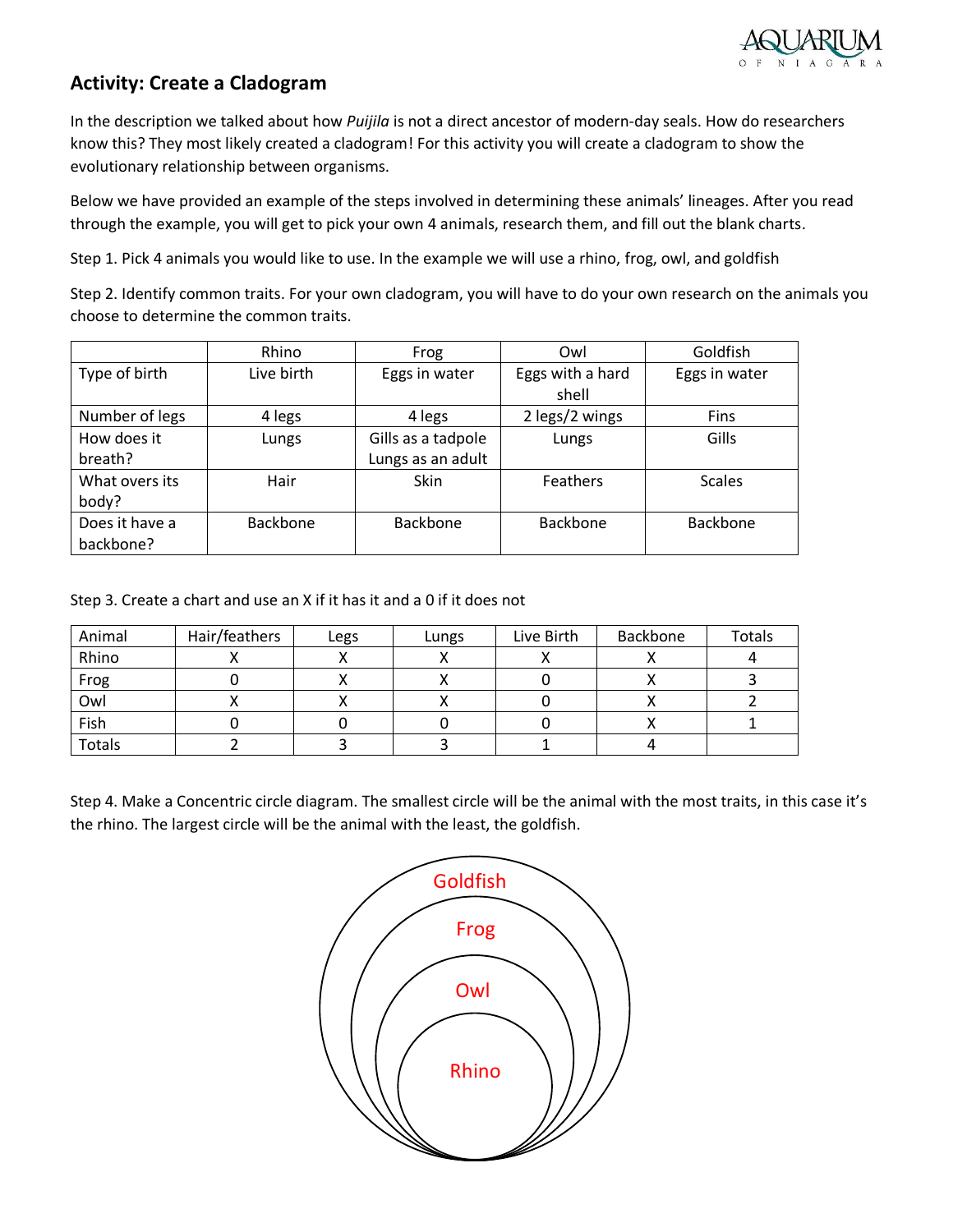## Activity: Create a Cladogram

In the description we talked about how *Puijila* is not a direct ancestor of modern-day seals. How do researchers know this? They most likely created a cladogram! For this activity you will create a cladogram to show the evolutionary relationship between organisms.

Below we have provided an example of the steps involved in determining these animals' lineages. After you read through the example, you will get to pick your own 4 animals, research them, and fill out the blank charts.

Step 1. Pick 4 animals you would like to use. In the example we will use a rhino, frog, owl, and goldfish

Step 2. Identify common traits. For your own cladogram, you will have to do your own research on the animals you choose to determine the common traits.

| | Rhino | Frog | Owl | Goldfish |
|---|---|---|---|---|
| Type of birth | Live birth | Eggs in water | Eggs with a hard shell | Eggs in water |
| Number of legs | 4 legs | 4 legs | 2 legs/2 wings | Fins |
| How does it breath? | Lungs | Gills as a tadpole Lungs as an adult | Lungs | Gills |
| What overs its body? | Hair | Skin | Feathers | Scales |
| Does it have a backbone? | Backbone | Backbone | Backbone | Backbone |

Step 3. Create a chart and use an X if it has it and a 0 if it does not

| Animal | Hair/feathers | Legs | Lungs | Live Birth | Backbone | Totals |
|---|---|---|---|---|---|---|
| Rhino | X | X | X | X | X | 4 |
| Frog | 0 | X | X | 0 | X | 3 |
| Owl | X | X | X | 0 | X | 2 |
| Fish | 0 | 0 | 0 | 0 | X | 1 |
| Totals | 2 | 3 | 3 | 1 | 4 | |

Step 4. Make a Concentric circle diagram. The smallest circle will be the animal with the most traits, in this case it's the rhino. The largest circle will be the animal with the least, the goldfish.

Goldfish

Frog

Owl

Rhino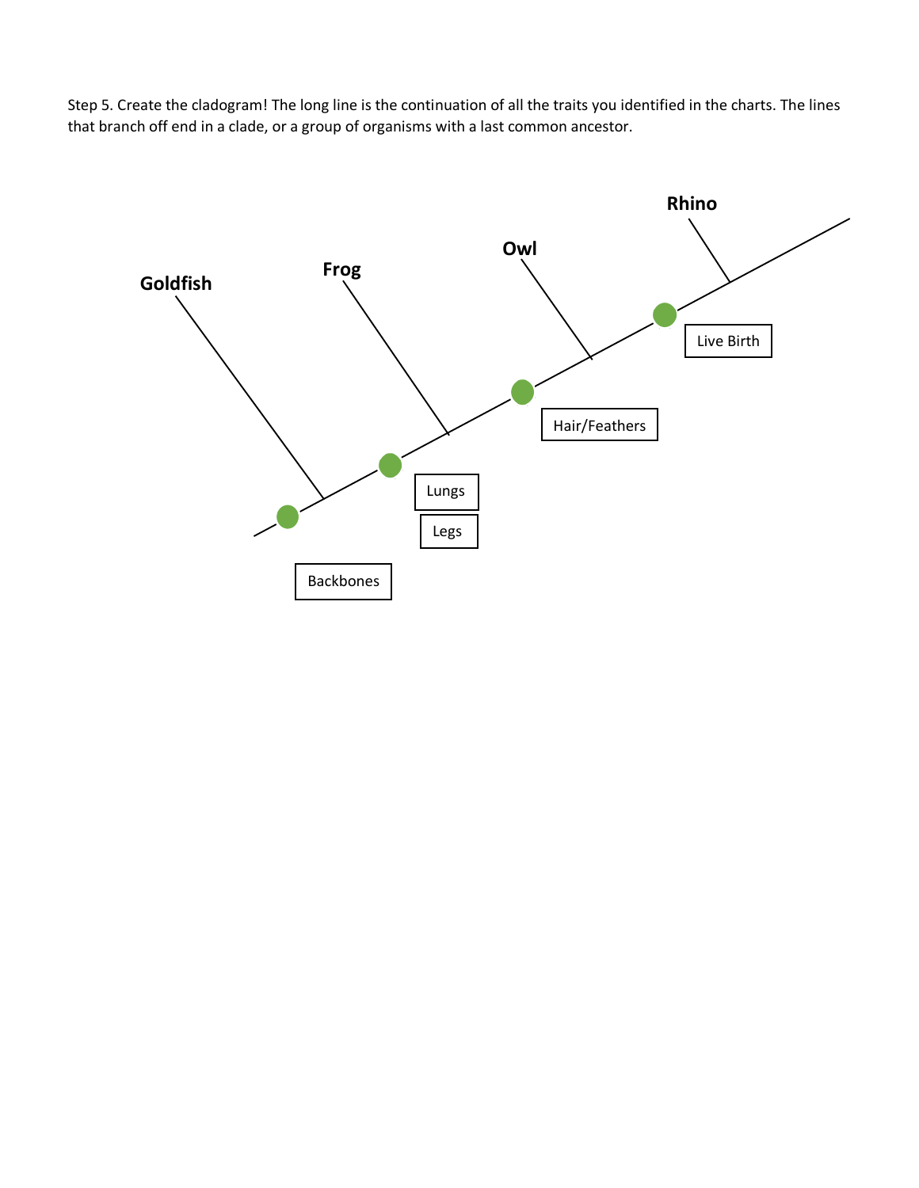Step 5. Create the cladogram! The long line is the continuation of all the traits you identified in the charts. The lines that branch off end in a clade, or a group of organisms with a last common ancestor.

Goldfish

Frog

Owl

Rhino

Backbones

Lungs

Legs

Hair/Feathers

Live Birth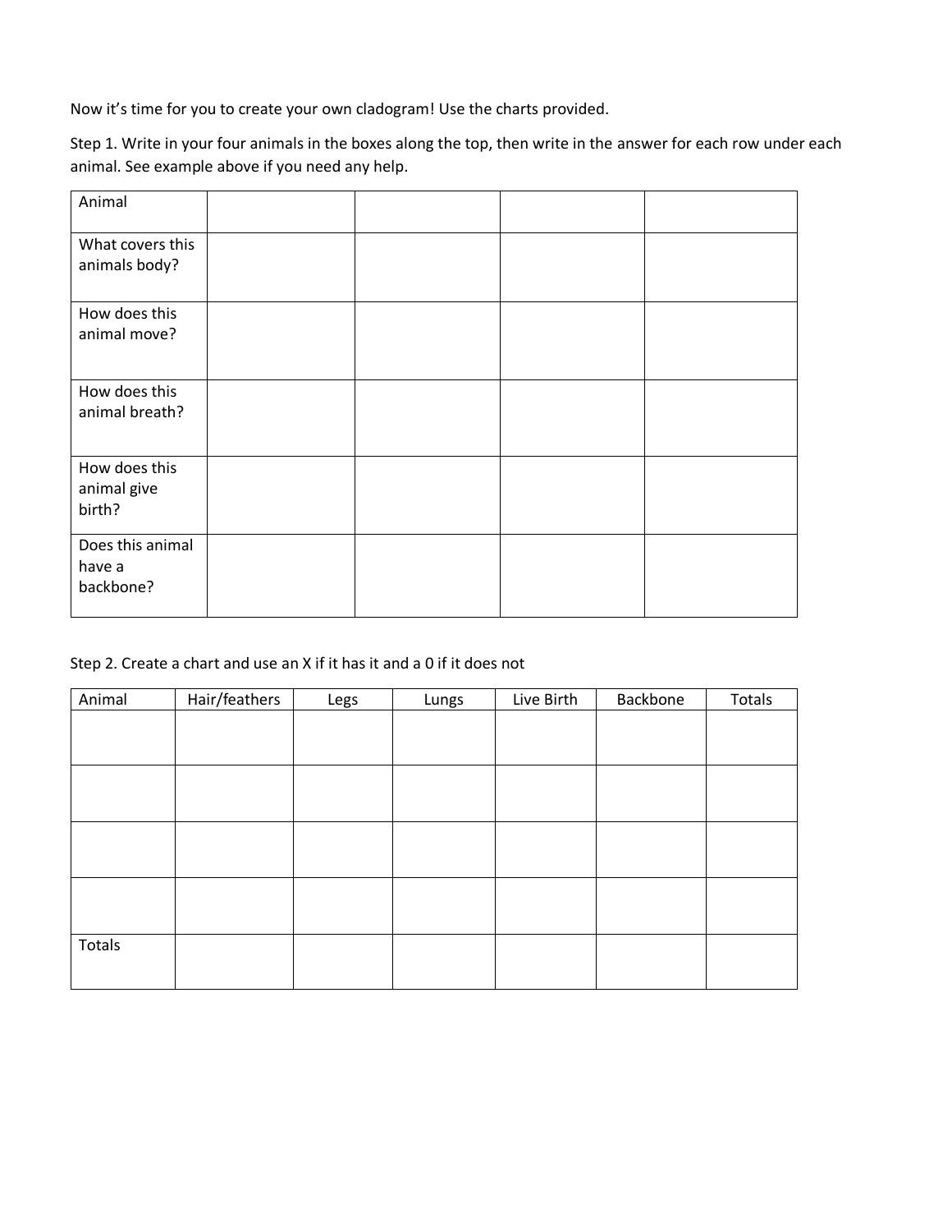Now it's time for you to create your own cladogram! Use the charts provided.

Step 1. Write in your four animals in the boxes along the top, then write in the answer for each row under each animal. See example above if you need any help.

| Animal | | | | |
|---|---|---|---|---|
| What covers this animals body? | | | | |
| How does this animal move? | | | | |
| How does this animal breath? | | | | |
| How does this animal give birth? | | | | |
| Does this animal have a backbone? | | | | |

Step 2. Create a chart and use an X if it has it and a 0 if it does not

| Animal | Hair/feathers | Legs | Lungs | Live Birth | Backbone | Totals |
|---|---|---|---|---|---|---|
| | | | | | | |
| | | | | | | |
| | | | | | | |
| | | | | | | |
| Totals | | | | | | |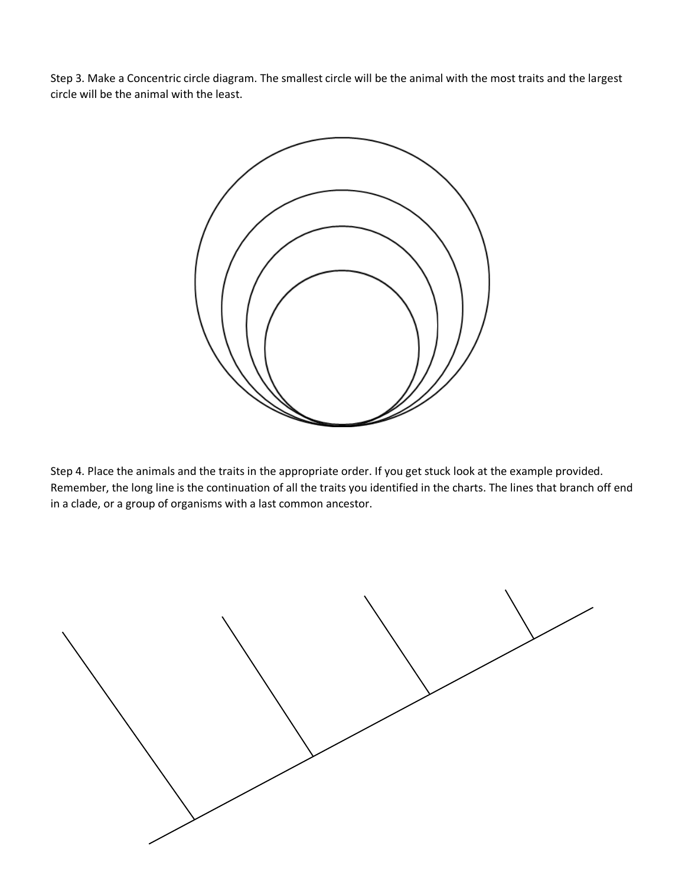Step 3. Make a Concentric circle diagram. The smallest circle will be the animal with the most traits and the largest circle will be the animal with the least.

Step 4. Place the animals and the traits in the appropriate order. If you get stuck look at the example provided. Remember, the long line is the continuation of all the traits you identified in the charts. The lines that branch off end in a clade, or a group of organisms with a last common ancestor.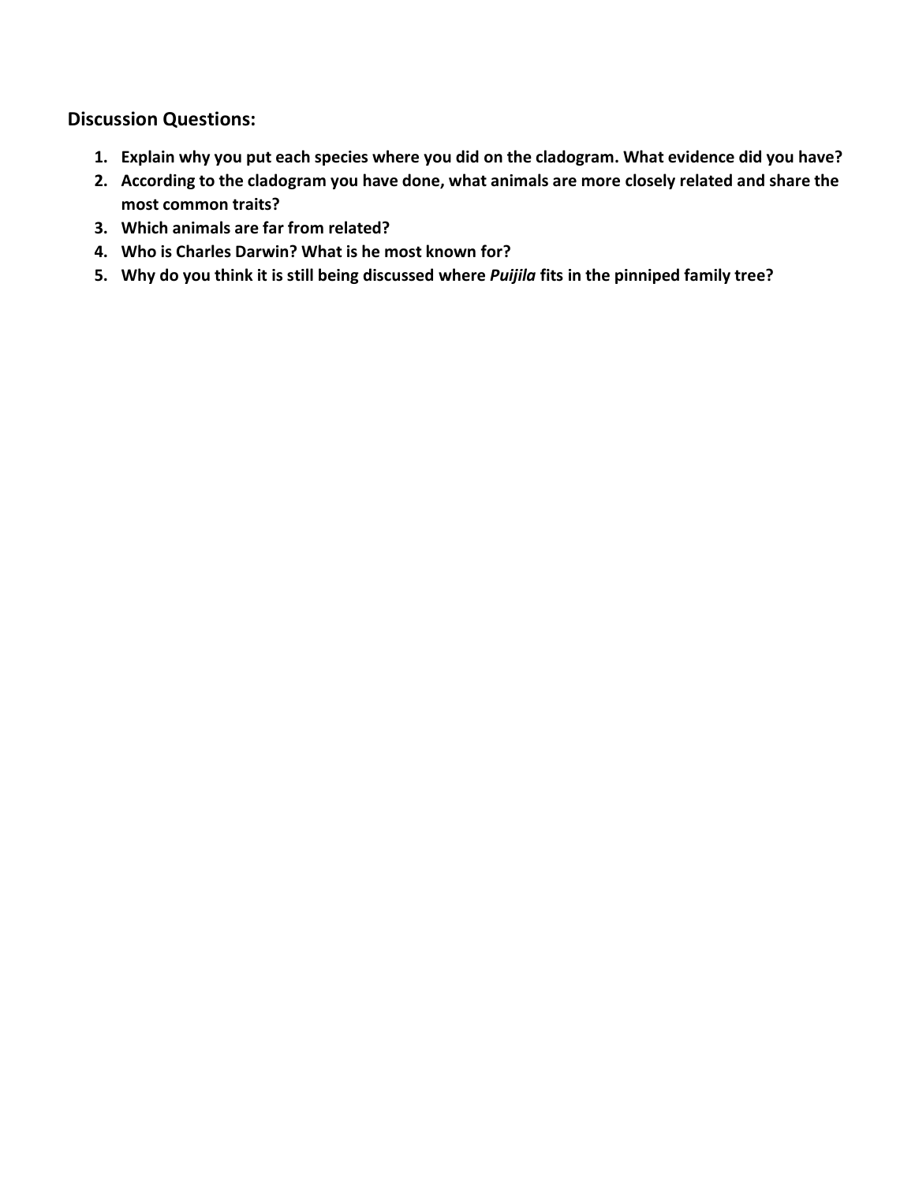## Discussion Questions:

1. **Explain why you put each species where you did on the cladogram. What evidence did you have?**
2. **According to the cladogram you have done, what animals are more closely related and share the most common traits?**
3. **Which animals are far from related?**
4. **Who is Charles Darwin? What is he most known for?**
5. **Why do you think it is still being discussed where *Puijila* fits in the pinniped family tree?**